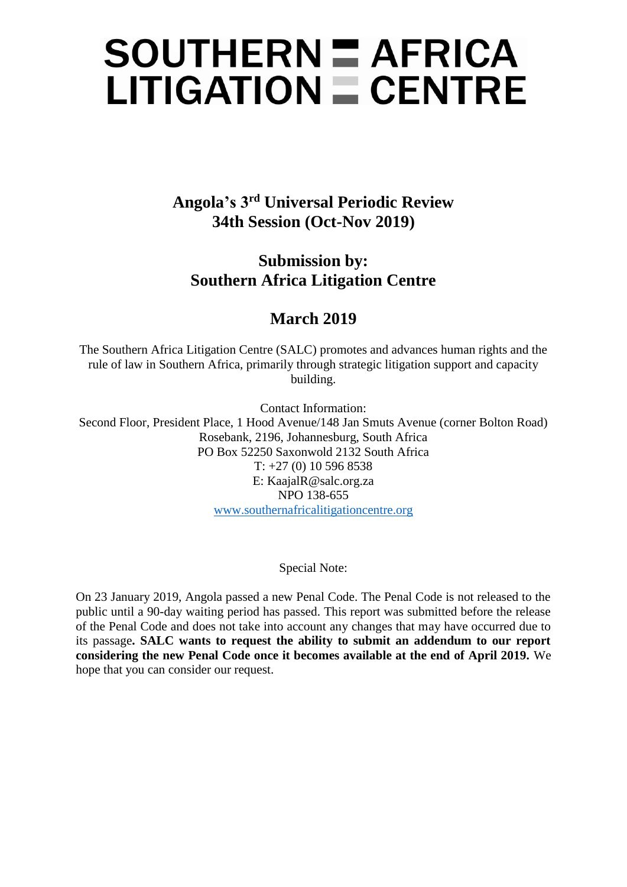# SOUTHERN AFRICA LITIGATION CENTRE

## Angola's 3rd Universal Periodic Review
## 34th Session (Oct-Nov 2019)

## Submission by:
## Southern Africa Litigation Centre

## March 2019

The Southern Africa Litigation Centre (SALC) promotes and advances human rights and the rule of law in Southern Africa, primarily through strategic litigation support and capacity building.

Contact Information:
Second Floor, President Place, 1 Hood Avenue/148 Jan Smuts Avenue (corner Bolton Road)
Rosebank, 2196, Johannesburg, South Africa
PO Box 52250 Saxonwold 2132 South Africa
T: +27 (0) 10 596 8538
E: KaajalR@salc.org.za
NPO 138-655
www.southernafricalitigationcentre.org

Special Note:

On 23 January 2019, Angola passed a new Penal Code. The Penal Code is not released to the public until a 90-day waiting period has passed. This report was submitted before the release of the Penal Code and does not take into account any changes that may have occurred due to its passage**. SALC wants to request the ability to submit an addendum to our report considering the new Penal Code once it becomes available at the end of April 2019.** We hope that you can consider our request.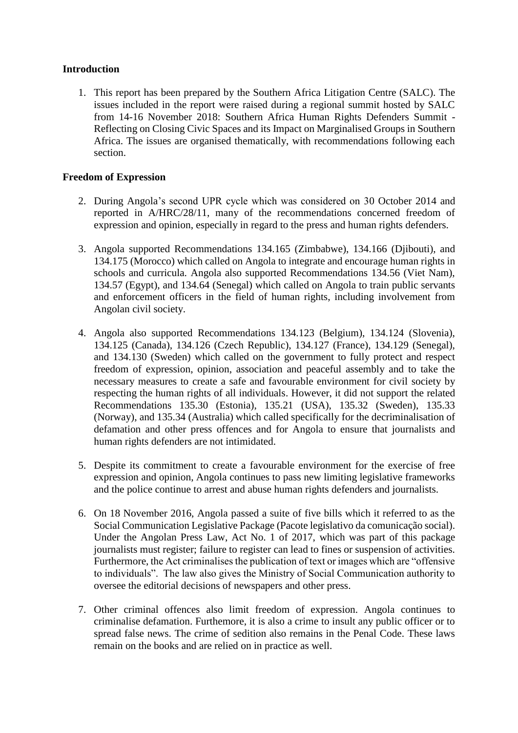## Introduction

1. This report has been prepared by the Southern Africa Litigation Centre (SALC). The issues included in the report were raised during a regional summit hosted by SALC from 14-16 November 2018: Southern Africa Human Rights Defenders Summit - Reflecting on Closing Civic Spaces and its Impact on Marginalised Groups in Southern Africa. The issues are organised thematically, with recommendations following each section.

## Freedom of Expression

2. During Angola's second UPR cycle which was considered on 30 October 2014 and reported in A/HRC/28/11, many of the recommendations concerned freedom of expression and opinion, especially in regard to the press and human rights defenders.

3. Angola supported Recommendations 134.165 (Zimbabwe), 134.166 (Djibouti), and 134.175 (Morocco) which called on Angola to integrate and encourage human rights in schools and curricula. Angola also supported Recommendations 134.56 (Viet Nam), 134.57 (Egypt), and 134.64 (Senegal) which called on Angola to train public servants and enforcement officers in the field of human rights, including involvement from Angolan civil society.

4. Angola also supported Recommendations 134.123 (Belgium), 134.124 (Slovenia), 134.125 (Canada), 134.126 (Czech Republic), 134.127 (France), 134.129 (Senegal), and 134.130 (Sweden) which called on the government to fully protect and respect freedom of expression, opinion, association and peaceful assembly and to take the necessary measures to create a safe and favourable environment for civil society by respecting the human rights of all individuals. However, it did not support the related Recommendations 135.30 (Estonia), 135.21 (USA), 135.32 (Sweden), 135.33 (Norway), and 135.34 (Australia) which called specifically for the decriminalisation of defamation and other press offences and for Angola to ensure that journalists and human rights defenders are not intimidated.

5. Despite its commitment to create a favourable environment for the exercise of free expression and opinion, Angola continues to pass new limiting legislative frameworks and the police continue to arrest and abuse human rights defenders and journalists.

6. On 18 November 2016, Angola passed a suite of five bills which it referred to as the Social Communication Legislative Package (Pacote legislativo da comunicação social). Under the Angolan Press Law, Act No. 1 of 2017, which was part of this package journalists must register; failure to register can lead to fines or suspension of activities. Furthermore, the Act criminalises the publication of text or images which are "offensive to individuals". The law also gives the Ministry of Social Communication authority to oversee the editorial decisions of newspapers and other press.

7. Other criminal offences also limit freedom of expression. Angola continues to criminalise defamation. Furthemore, it is also a crime to insult any public officer or to spread false news. The crime of sedition also remains in the Penal Code. These laws remain on the books and are relied on in practice as well.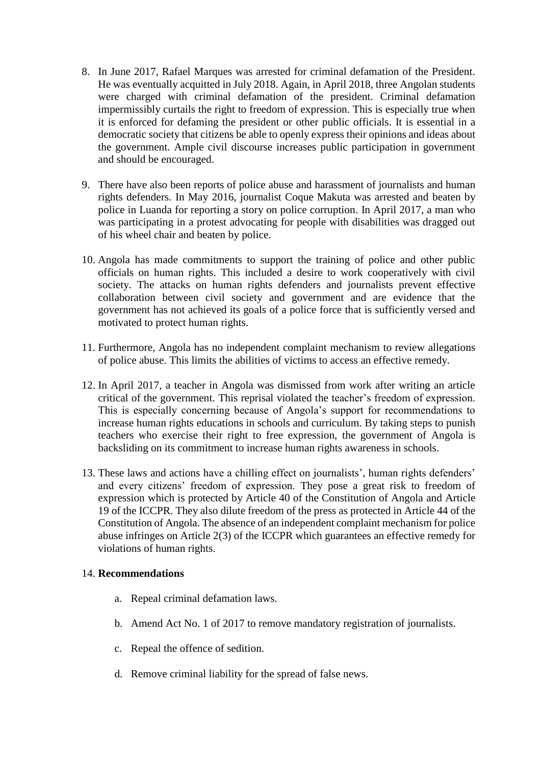8. In June 2017, Rafael Marques was arrested for criminal defamation of the President. He was eventually acquitted in July 2018. Again, in April 2018, three Angolan students were charged with criminal defamation of the president. Criminal defamation impermissibly curtails the right to freedom of expression. This is especially true when it is enforced for defaming the president or other public officials. It is essential in a democratic society that citizens be able to openly express their opinions and ideas about the government. Ample civil discourse increases public participation in government and should be encouraged.

9. There have also been reports of police abuse and harassment of journalists and human rights defenders. In May 2016, journalist Coque Makuta was arrested and beaten by police in Luanda for reporting a story on police corruption. In April 2017, a man who was participating in a protest advocating for people with disabilities was dragged out of his wheel chair and beaten by police.

10. Angola has made commitments to support the training of police and other public officials on human rights. This included a desire to work cooperatively with civil society. The attacks on human rights defenders and journalists prevent effective collaboration between civil society and government and are evidence that the government has not achieved its goals of a police force that is sufficiently versed and motivated to protect human rights.

11. Furthermore, Angola has no independent complaint mechanism to review allegations of police abuse. This limits the abilities of victims to access an effective remedy.

12. In April 2017, a teacher in Angola was dismissed from work after writing an article critical of the government. This reprisal violated the teacher's freedom of expression. This is especially concerning because of Angola's support for recommendations to increase human rights educations in schools and curriculum. By taking steps to punish teachers who exercise their right to free expression, the government of Angola is backsliding on its commitment to increase human rights awareness in schools.

13. These laws and actions have a chilling effect on journalists', human rights defenders' and every citizens' freedom of expression. They pose a great risk to freedom of expression which is protected by Article 40 of the Constitution of Angola and Article 19 of the ICCPR. They also dilute freedom of the press as protected in Article 44 of the Constitution of Angola. The absence of an independent complaint mechanism for police abuse infringes on Article 2(3) of the ICCPR which guarantees an effective remedy for violations of human rights.

14. **Recommendations**

    a. Repeal criminal defamation laws.

    b. Amend Act No. 1 of 2017 to remove mandatory registration of journalists.

    c. Repeal the offence of sedition.

    d. Remove criminal liability for the spread of false news.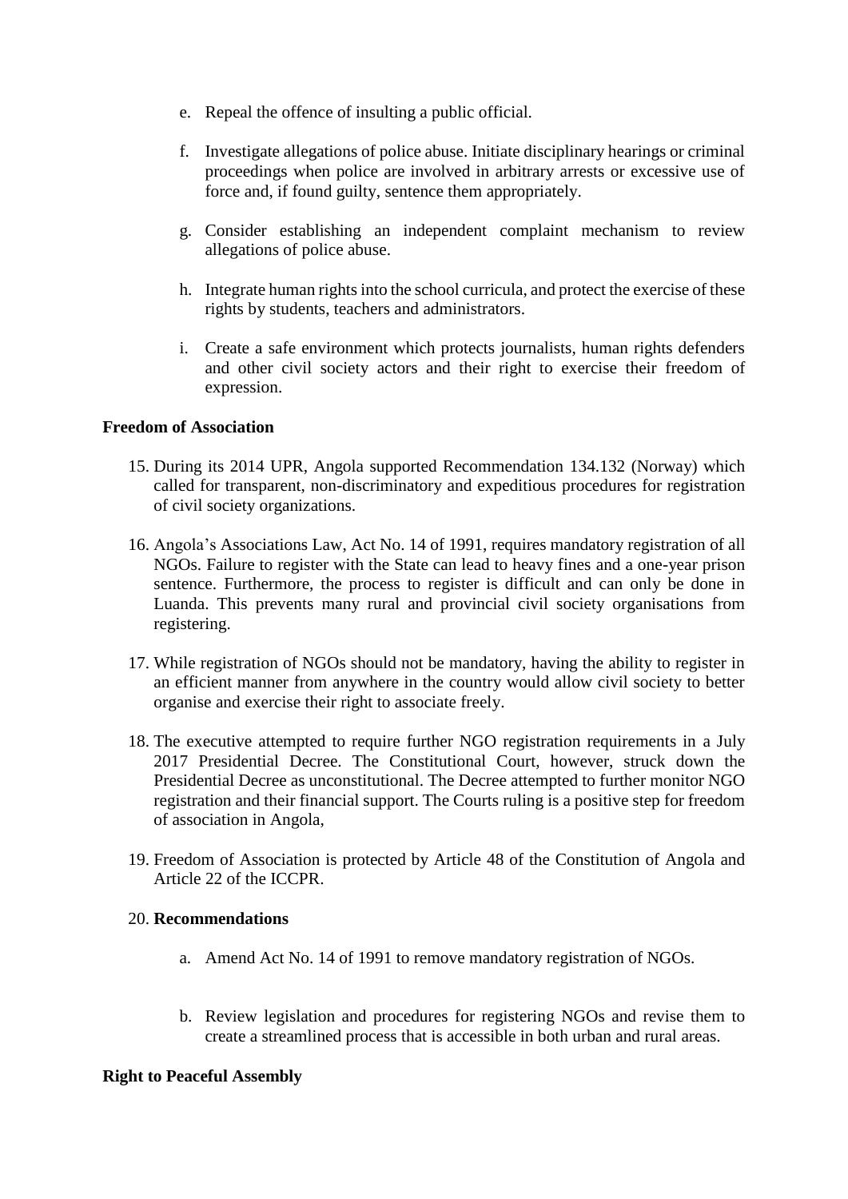e. Repeal the offence of insulting a public official.

f. Investigate allegations of police abuse. Initiate disciplinary hearings or criminal proceedings when police are involved in arbitrary arrests or excessive use of force and, if found guilty, sentence them appropriately.

g. Consider establishing an independent complaint mechanism to review allegations of police abuse.

h. Integrate human rights into the school curricula, and protect the exercise of these rights by students, teachers and administrators.

i. Create a safe environment which protects journalists, human rights defenders and other civil society actors and their right to exercise their freedom of expression.

**Freedom of Association**

15. During its 2014 UPR, Angola supported Recommendation 134.132 (Norway) which called for transparent, non-discriminatory and expeditious procedures for registration of civil society organizations.

16. Angola's Associations Law, Act No. 14 of 1991, requires mandatory registration of all NGOs. Failure to register with the State can lead to heavy fines and a one-year prison sentence. Furthermore, the process to register is difficult and can only be done in Luanda. This prevents many rural and provincial civil society organisations from registering.

17. While registration of NGOs should not be mandatory, having the ability to register in an efficient manner from anywhere in the country would allow civil society to better organise and exercise their right to associate freely.

18. The executive attempted to require further NGO registration requirements in a July 2017 Presidential Decree. The Constitutional Court, however, struck down the Presidential Decree as unconstitutional. The Decree attempted to further monitor NGO registration and their financial support. The Courts ruling is a positive step for freedom of association in Angola,

19. Freedom of Association is protected by Article 48 of the Constitution of Angola and Article 22 of the ICCPR.

20. **Recommendations**

    a. Amend Act No. 14 of 1991 to remove mandatory registration of NGOs.

    b. Review legislation and procedures for registering NGOs and revise them to create a streamlined process that is accessible in both urban and rural areas.

**Right to Peaceful Assembly**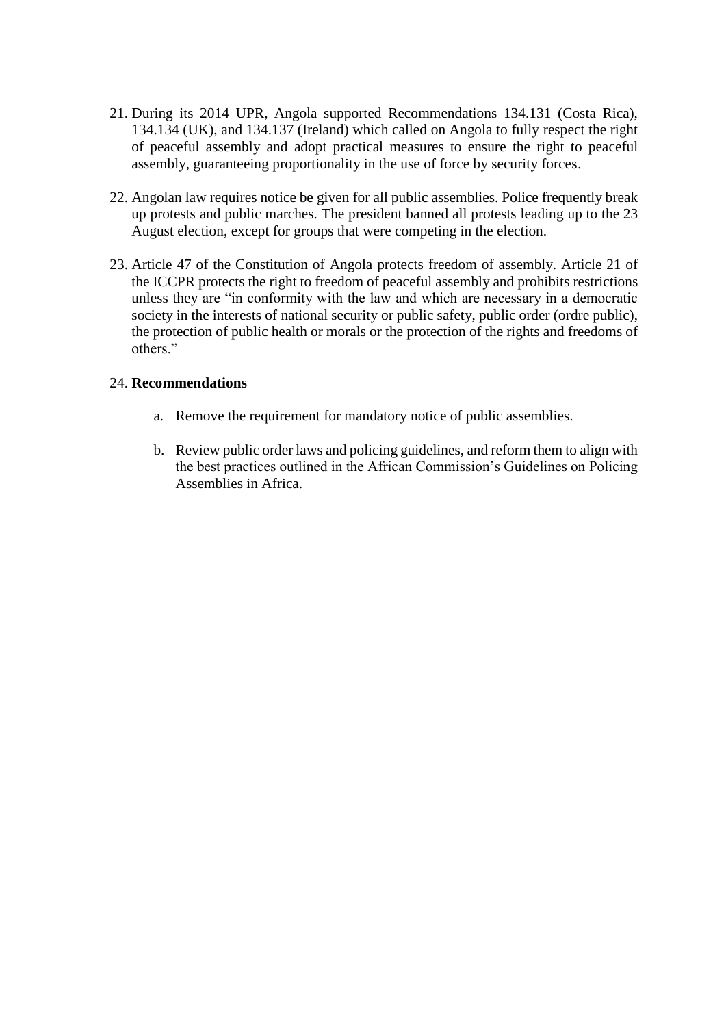21. During its 2014 UPR, Angola supported Recommendations 134.131 (Costa Rica), 134.134 (UK), and 134.137 (Ireland) which called on Angola to fully respect the right of peaceful assembly and adopt practical measures to ensure the right to peaceful assembly, guaranteeing proportionality in the use of force by security forces.

22. Angolan law requires notice be given for all public assemblies. Police frequently break up protests and public marches. The president banned all protests leading up to the 23 August election, except for groups that were competing in the election.

23. Article 47 of the Constitution of Angola protects freedom of assembly. Article 21 of the ICCPR protects the right to freedom of peaceful assembly and prohibits restrictions unless they are "in conformity with the law and which are necessary in a democratic society in the interests of national security or public safety, public order (ordre public), the protection of public health or morals or the protection of the rights and freedoms of others."

24. **Recommendations**

    a. Remove the requirement for mandatory notice of public assemblies.

    b. Review public order laws and policing guidelines, and reform them to align with the best practices outlined in the African Commission's Guidelines on Policing Assemblies in Africa.